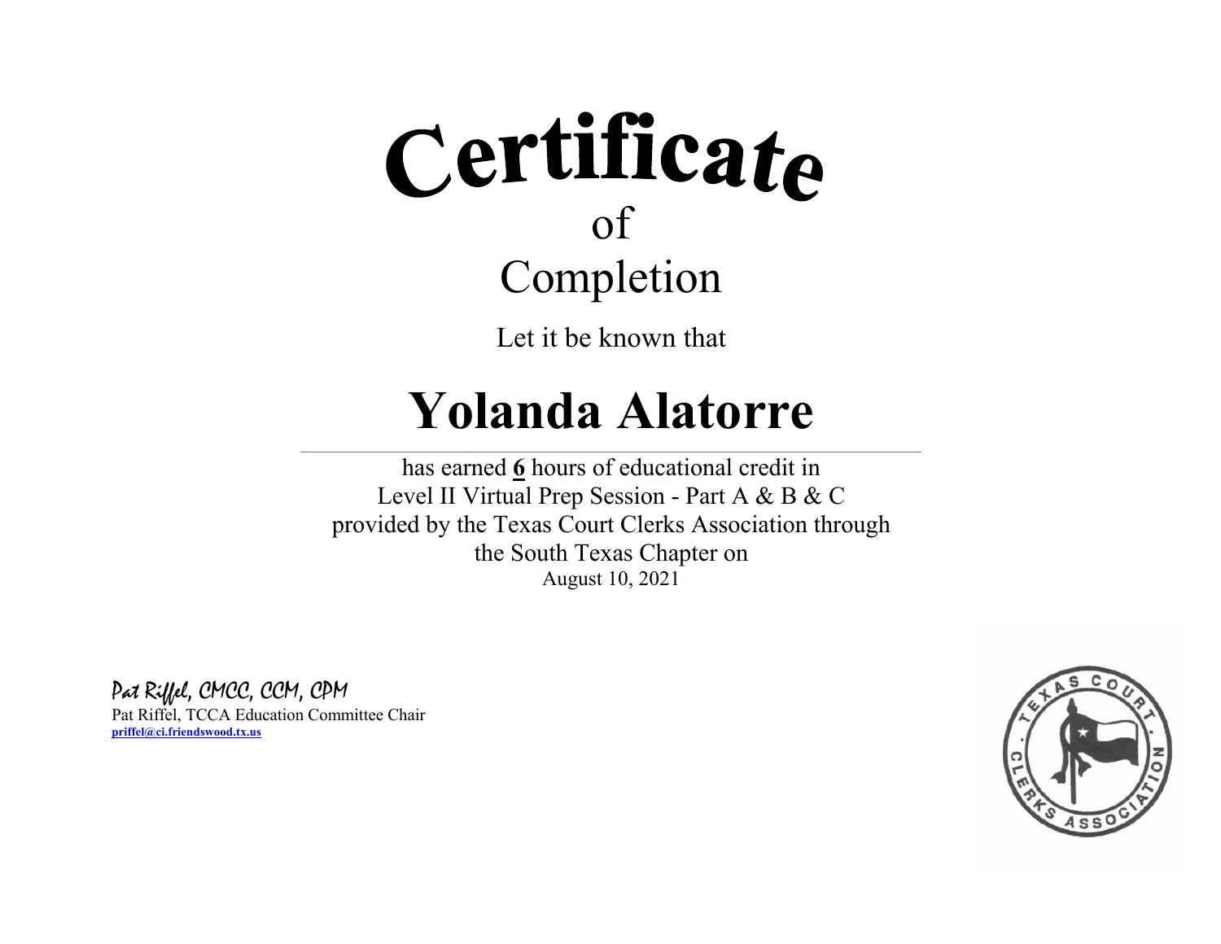# Certificate

of

## Completion

Let it be known that

# Yolanda Alatorre

has earned **6** hours of educational credit in
Level II Virtual Prep Session - Part A & B & C
provided by the Texas Court Clerks Association through
the South Texas Chapter on
August 10, 2021

*Pat Riffel, CMCC, CCM, CPM*
Pat Riffel, TCCA Education Committee Chair
**priffel@ci.friendswood.tx.us**

TEXAS COURT CLERKS ASSOCIATION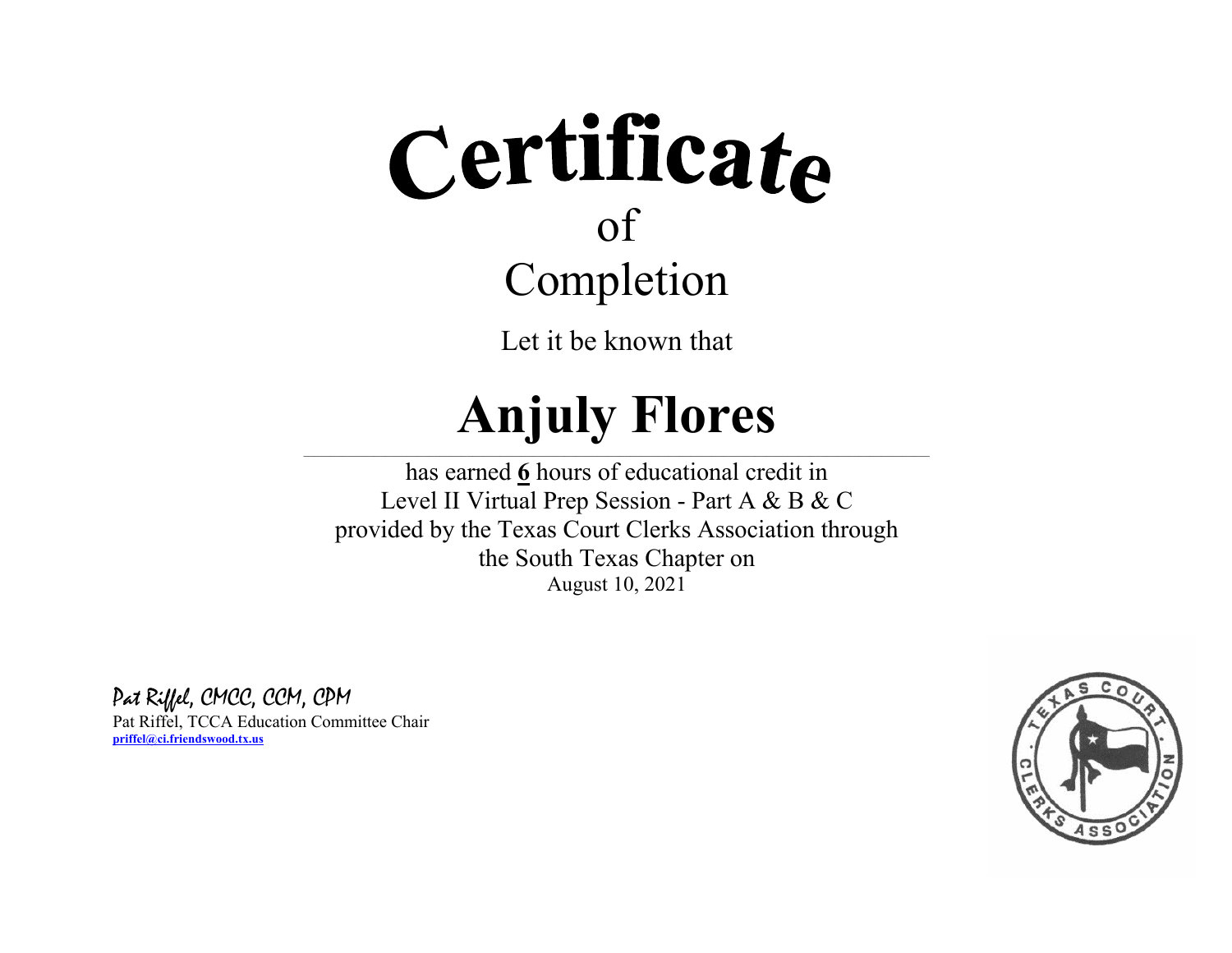# Certificate

of

## Completion

Let it be known that

# Anjuly Flores

has earned **6** hours of educational credit in
Level II Virtual Prep Session - Part A & B & C
provided by the Texas Court Clerks Association through
the South Texas Chapter on
August 10, 2021

*Pat Riffel, CMCC, CCM, CPM*
Pat Riffel, TCCA Education Committee Chair
**priffel@ci.friendswood.tx.us**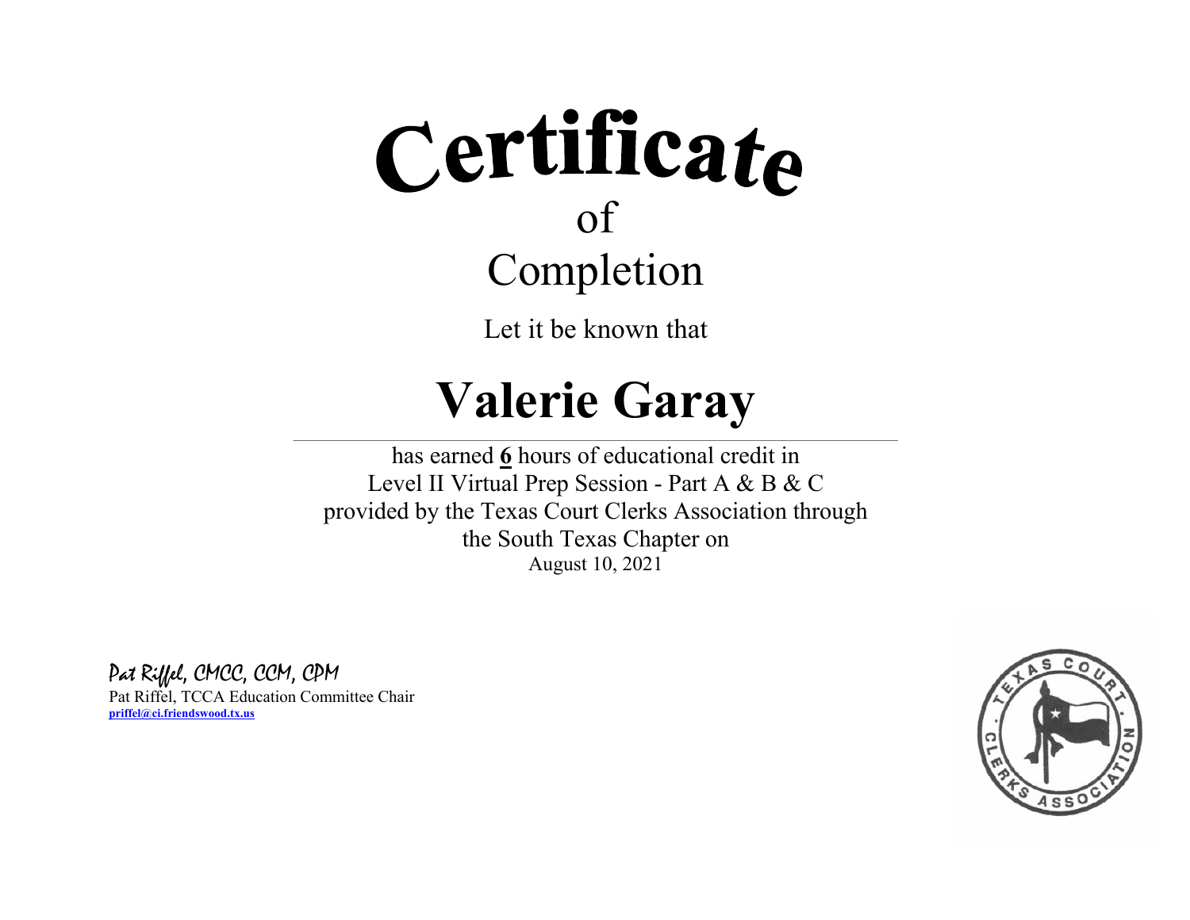# Certificate

of

## Completion

Let it be known that

# Valerie Garay

has earned **6** hours of educational credit in
Level II Virtual Prep Session - Part A & B & C
provided by the Texas Court Clerks Association through
the South Texas Chapter on
August 10, 2021

*Pat Riffel, CMCC, CCM, CPM*

Pat Riffel, TCCA Education Committee Chair
**priffel@ci.friendswood.tx.us**

TEXAS COURT CLERKS ASSOCIATION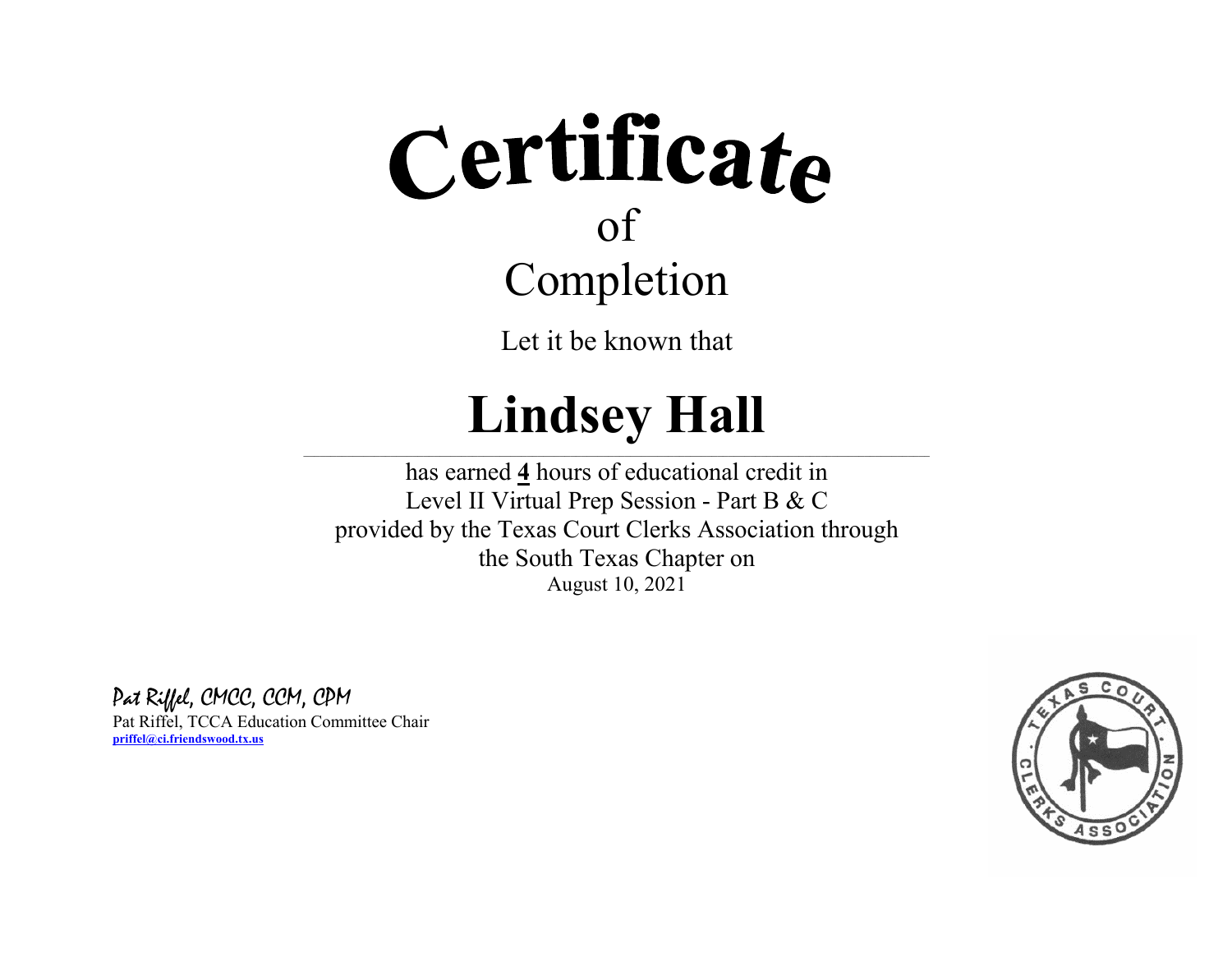# Certificate

of

Completion

Let it be known that

# Lindsey Hall

has earned **4** hours of educational credit in
Level II Virtual Prep Session - Part B & C
provided by the Texas Court Clerks Association through
the South Texas Chapter on
August 10, 2021

*Pat Riffel, CMCC, CCM, CPM*

Pat Riffel, TCCA Education Committee Chair
**priffel@ci.friendswood.tx.us**

TEXAS COURT CLERKS ASSOCIATION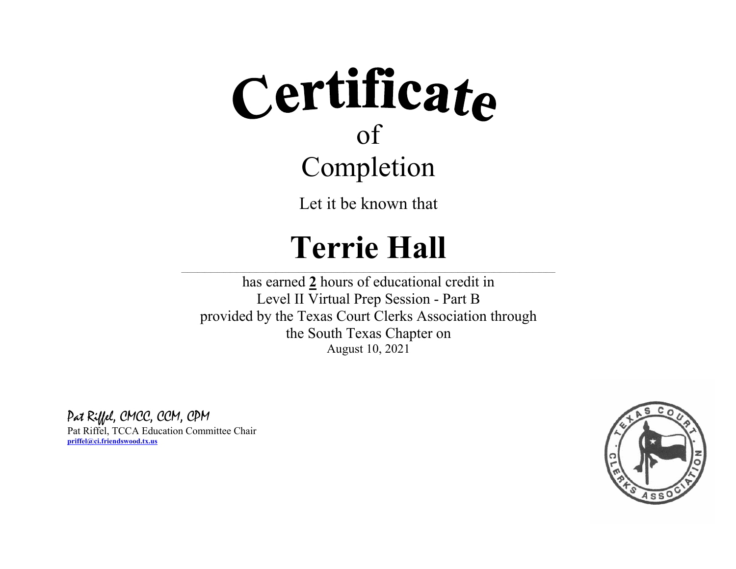# Certificate

of

Completion

Let it be known that

# Terrie Hall

has earned **2** hours of educational credit in
Level II Virtual Prep Session - Part B
provided by the Texas Court Clerks Association through
the South Texas Chapter on
August 10, 2021

*Pat Riffel, CMCC, CCM, CPM*
Pat Riffel, TCCA Education Committee Chair
**priffel@ci.friendswood.tx.us**

TEXAS COURT CLERKS ASSOCIATION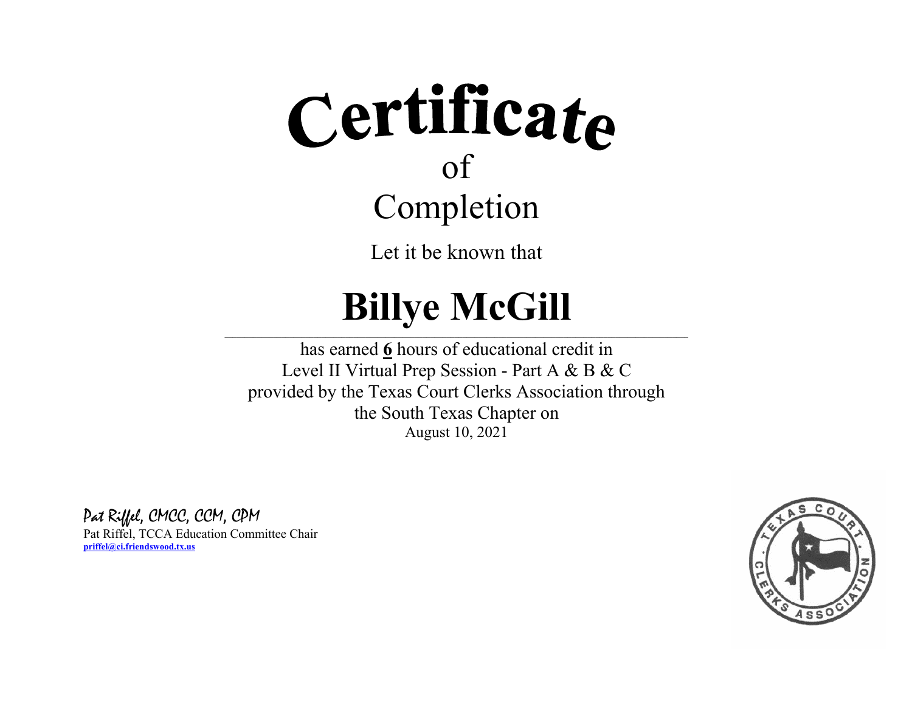# Certificate

of

## Completion

Let it be known that

# Billye McGill

has earned **6** hours of educational credit in
Level II Virtual Prep Session - Part A & B & C
provided by the Texas Court Clerks Association through
the South Texas Chapter on
August 10, 2021

*Pat Riffel, CMCC, CCM, CPM*
Pat Riffel, TCCA Education Committee Chair
**priffel@ci.friendswood.tx.us**

TEXAS COURT CLERKS ASSOCIATION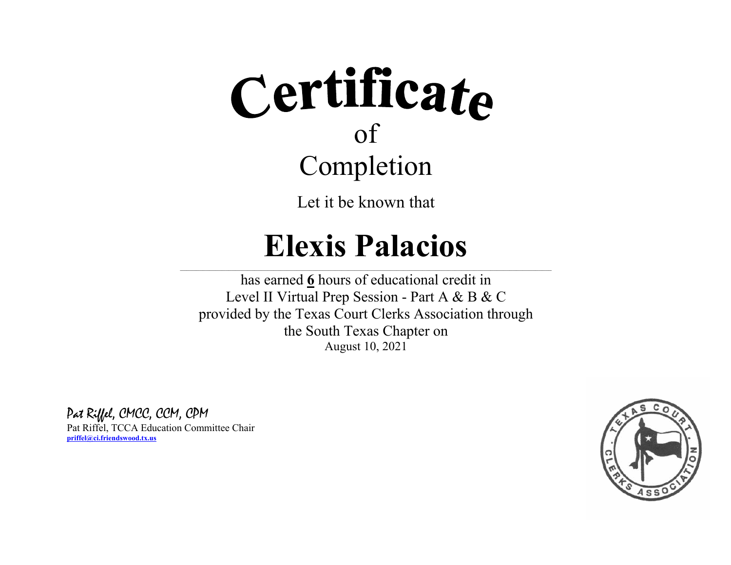# Certificate

## of

## Completion

Let it be known that

# Elexis Palacios

has earned **6** hours of educational credit in
Level II Virtual Prep Session - Part A & B & C
provided by the Texas Court Clerks Association through
the South Texas Chapter on
August 10, 2021

*Pat Riffel, CMCC, CCM, CPM*

Pat Riffel, TCCA Education Committee Chair
**priffel@ci.friendswood.tx.us**

TEXAS COURT CLERKS ASSOCIATION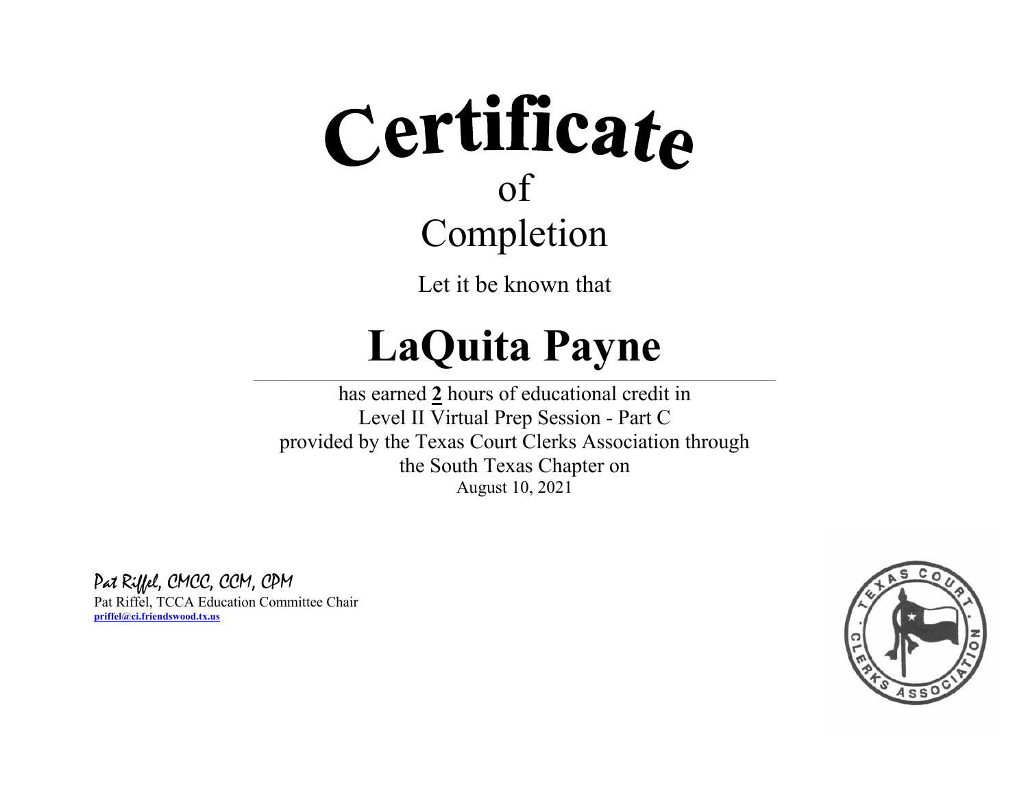# Certificate

of

Completion

Let it be known that

# LaQuita Payne

has earned **2** hours of educational credit in
Level II Virtual Prep Session - Part C
provided by the Texas Court Clerks Association through
the South Texas Chapter on
August 10, 2021

*Pat Riffel, CMCC, CCM, CPM*
Pat Riffel, TCCA Education Committee Chair
**priffel@ci.friendswood.tx.us**

TEXAS COURT CLERKS ASSOCIATION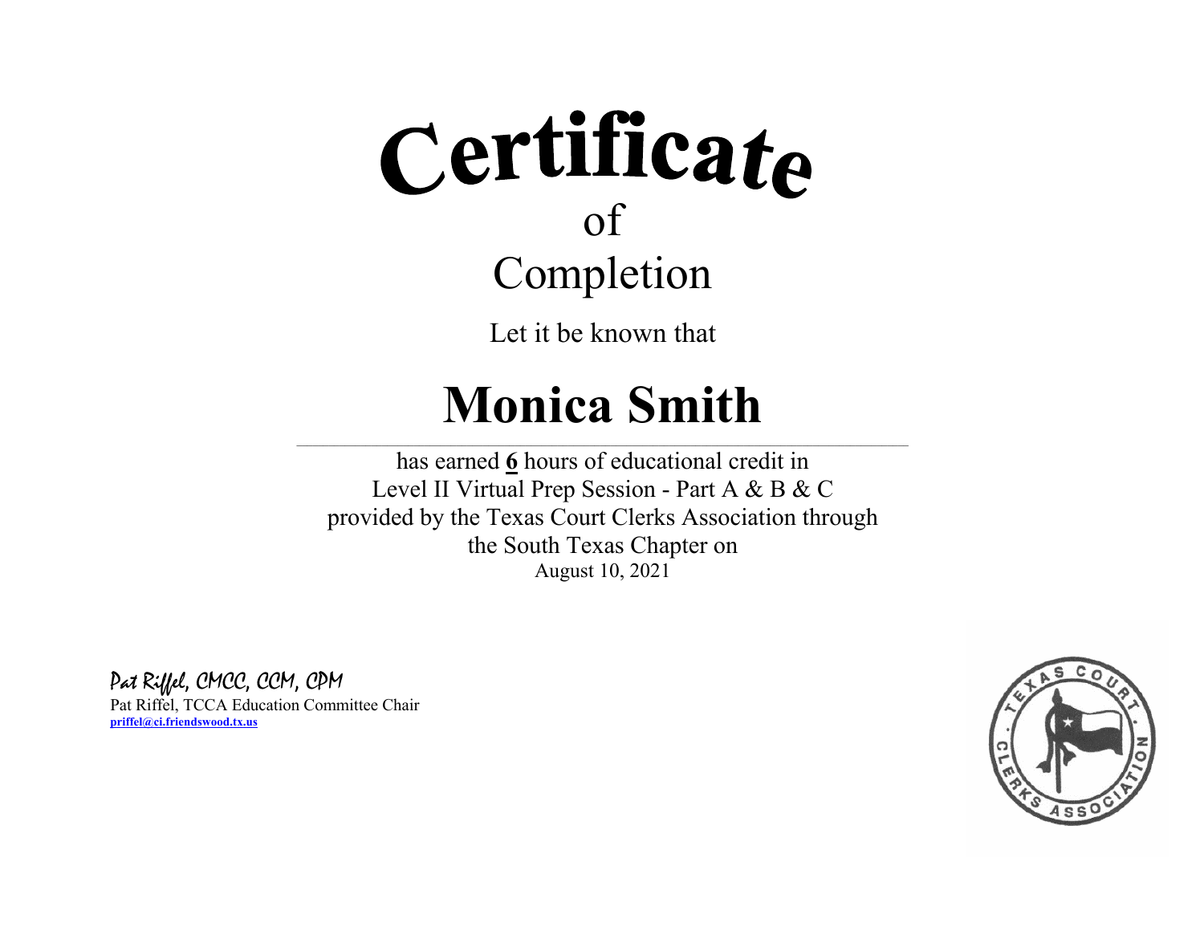# Certificate

of

## Completion

Let it be known that

# Monica Smith

has earned **6** hours of educational credit in
Level II Virtual Prep Session - Part A & B & C
provided by the Texas Court Clerks Association through
the South Texas Chapter on
August 10, 2021

*Pat Riffel, CMCC, CCM, CPM*
Pat Riffel, TCCA Education Committee Chair
**priffel@ci.friendswood.tx.us**

TEXAS COURT CLERKS ASSOCIATION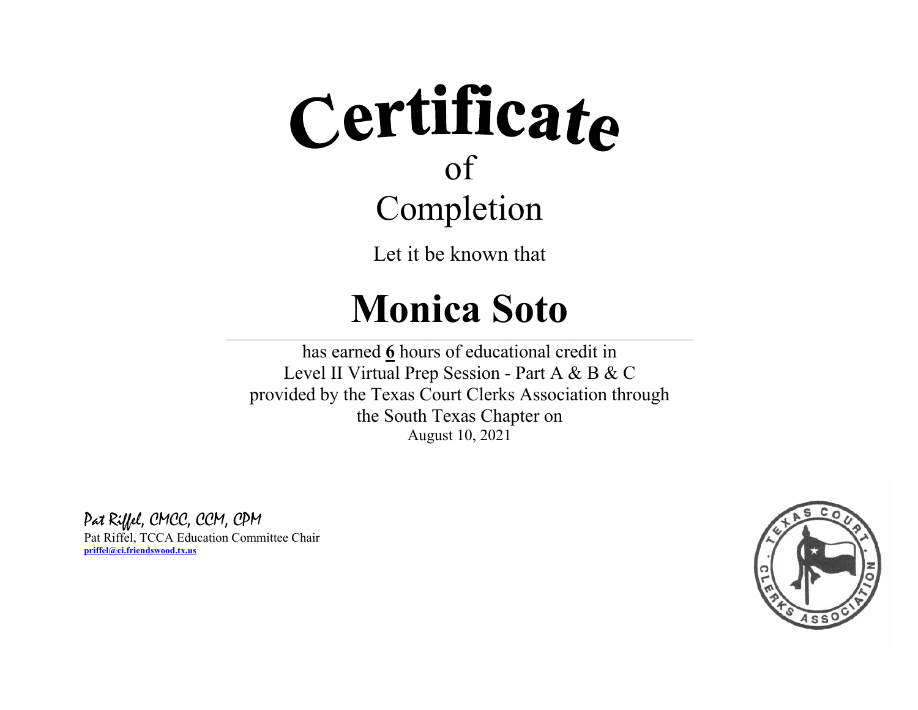# Certificate

of

## Completion

Let it be known that

# Monica Soto

---

has earned **6** hours of educational credit in
Level II Virtual Prep Session - Part A & B & C
provided by the Texas Court Clerks Association through
the South Texas Chapter on
August 10, 2021

*Pat Riffel, CMCC, CCM, CPM*
Pat Riffel, TCCA Education Committee Chair
**priffel@ci.friendswood.tx.us**

TEXAS COURT CLERKS ASSOCIATION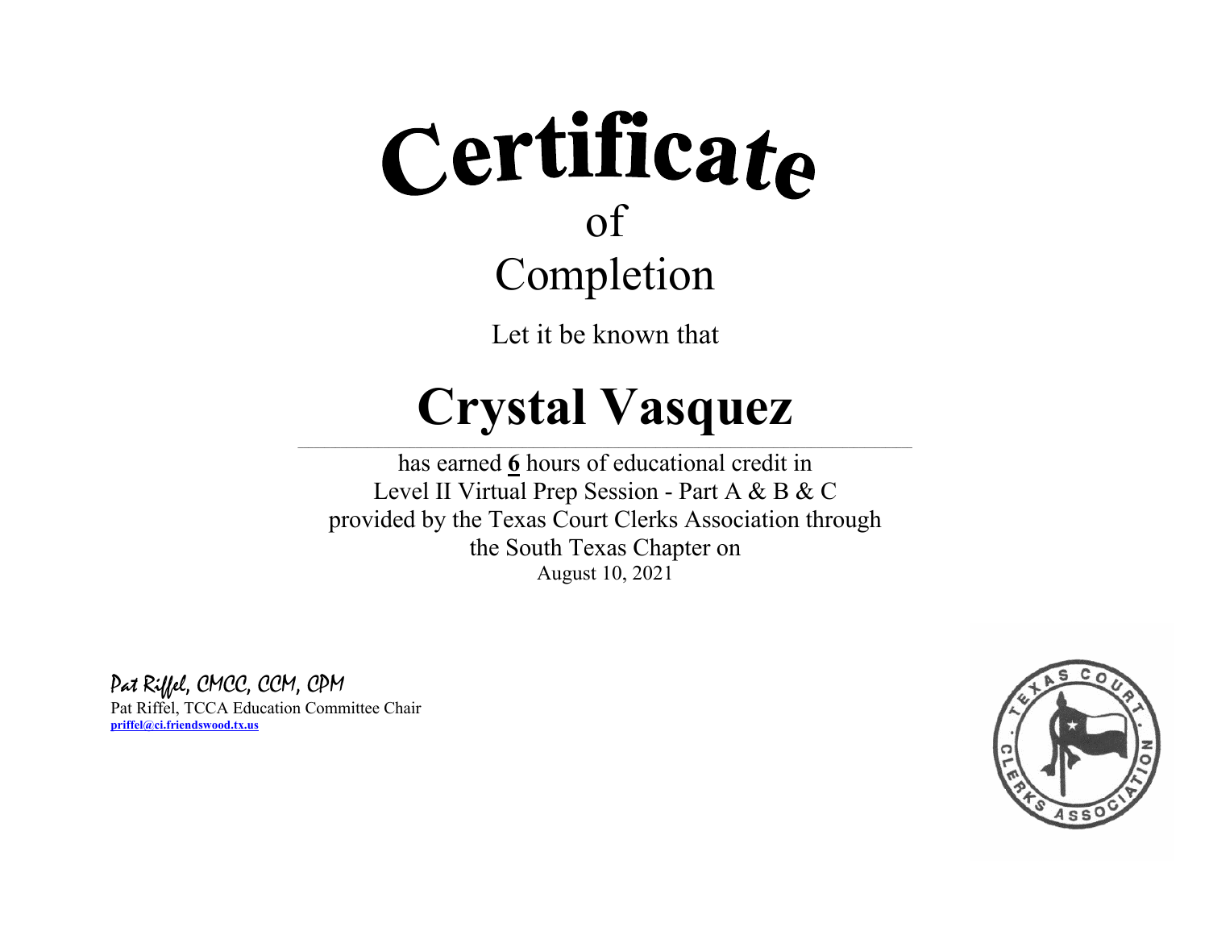# Certificate

of

Completion

Let it be known that

# Crystal Vasquez

has earned **6** hours of educational credit in
Level II Virtual Prep Session - Part A & B & C
provided by the Texas Court Clerks Association through
the South Texas Chapter on
August 10, 2021

*Pat Riffel, CMCC, CCM, CPM*
Pat Riffel, TCCA Education Committee Chair
**priffel@ci.friendswood.tx.us**

TEXAS COURT CLERKS ASSOCIATION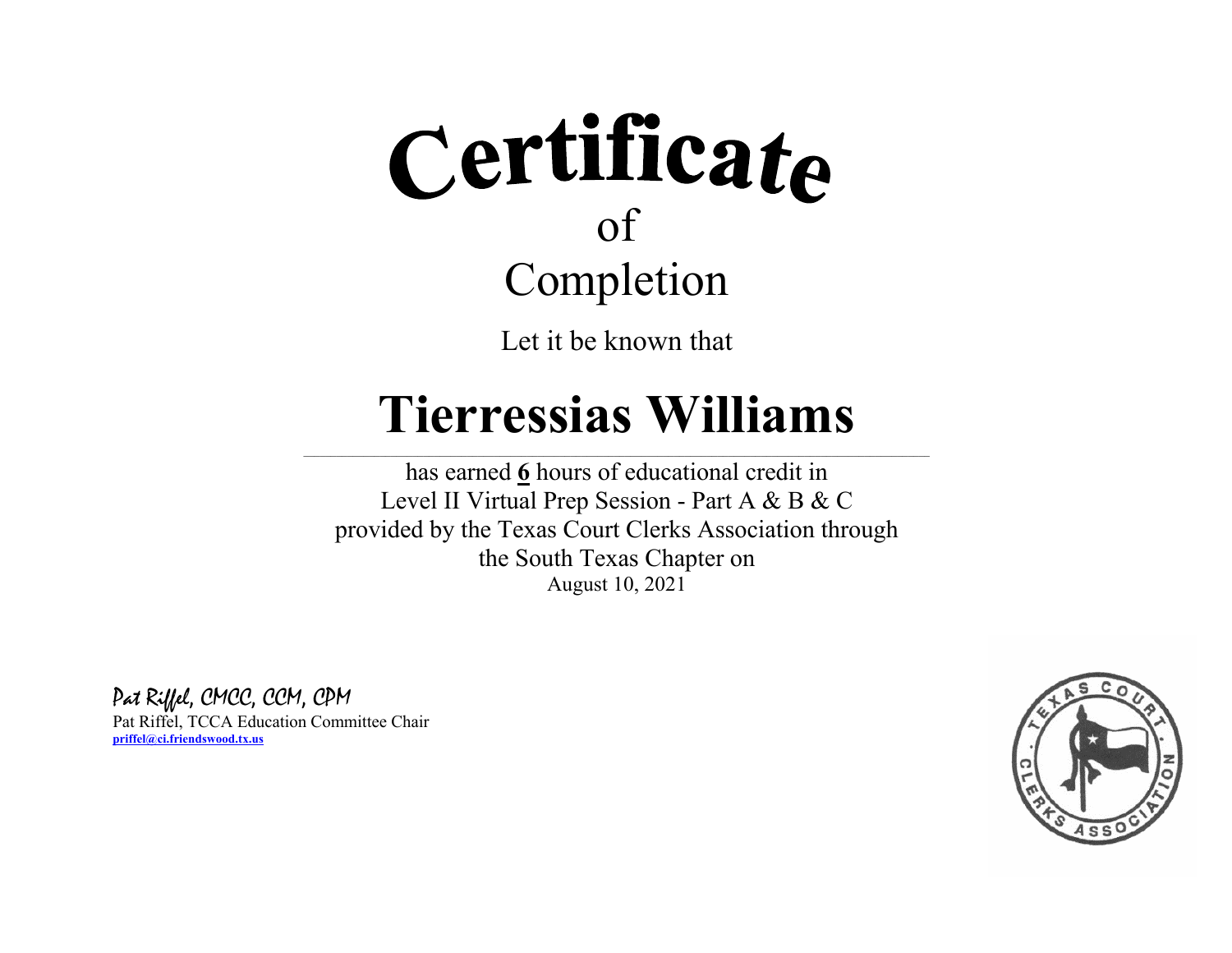# Certificate

of

Completion

Let it be known that

# Tierressias Williams

has earned **6** hours of educational credit in
Level II Virtual Prep Session - Part A & B & C
provided by the Texas Court Clerks Association through
the South Texas Chapter on
August 10, 2021

*Pat Riffel, CMCC, CCM, CPM*

Pat Riffel, TCCA Education Committee Chair

**priffel@ci.friendswood.tx.us**

TEXAS COURT CLERKS ASSOCIATION